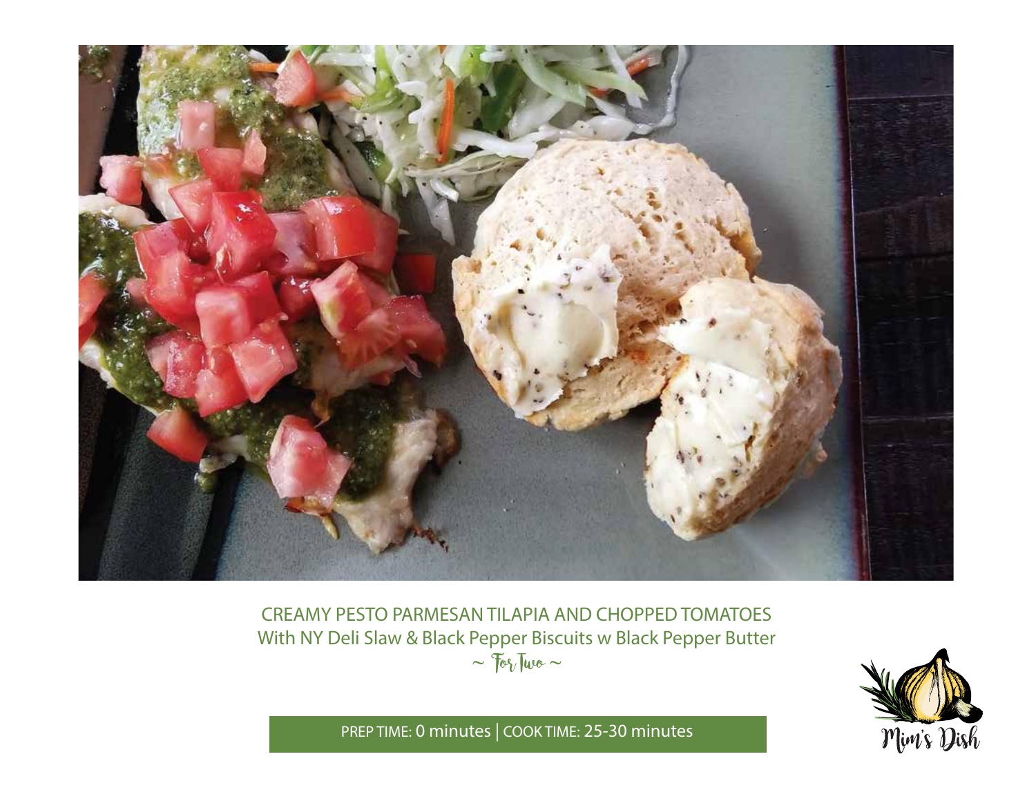# CREAMY PESTO PARMESAN TILAPIA AND CHOPPED TOMATOES

With NY Deli Slaw & Black Pepper Biscuits w Black Pepper Butter

~ For Two ~

PREP TIME: 0 minutes | COOK TIME: 25-30 minutes

Mim's Dish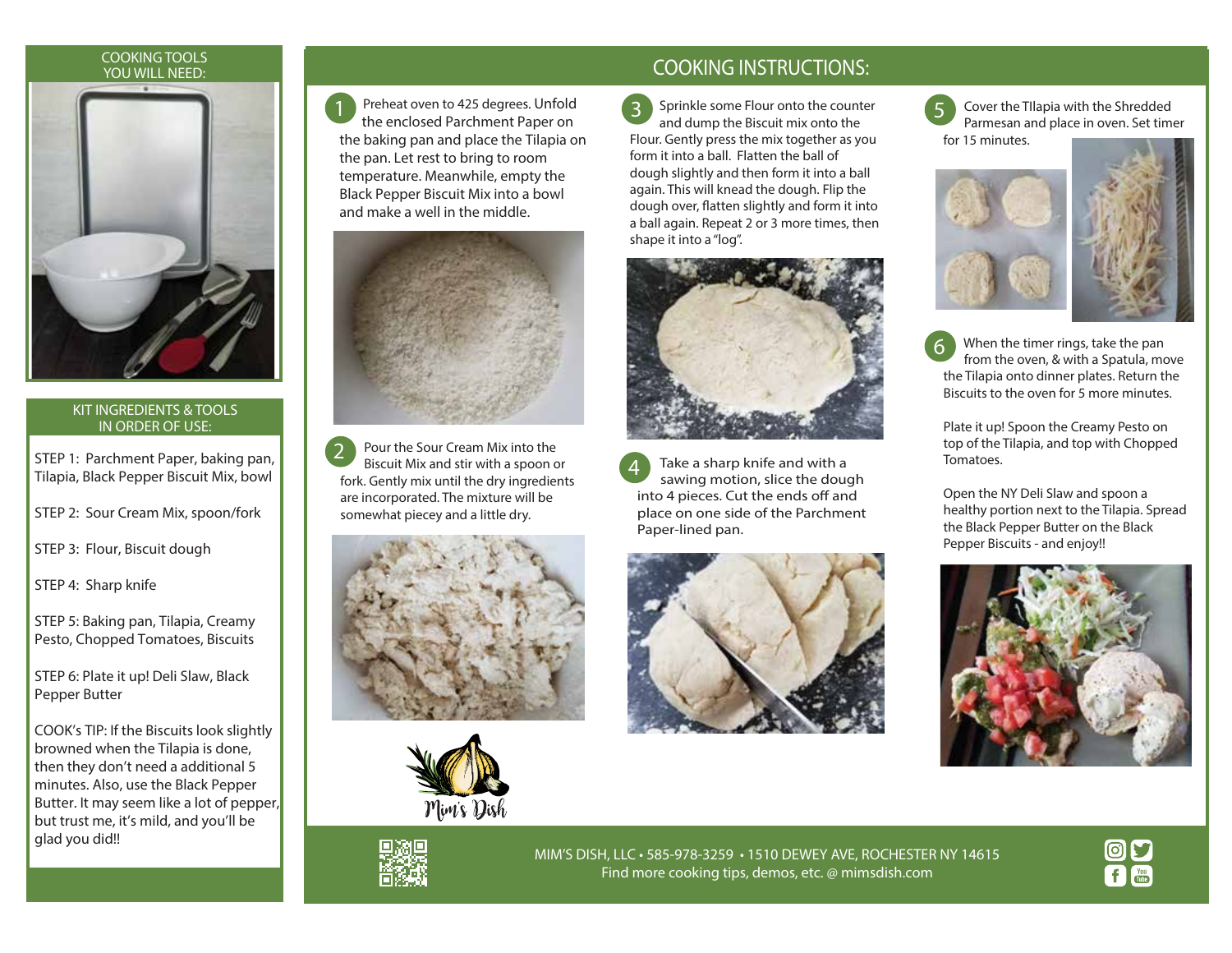## COOKING TOOLS YOU WILL NEED:

## KIT INGREDIENTS & TOOLS IN ORDER OF USE:

STEP 1: Parchment Paper, baking pan, Tilapia, Black Pepper Biscuit Mix, bowl

STEP 2: Sour Cream Mix, spoon/fork

STEP 3: Flour, Biscuit dough

STEP 4: Sharp knife

STEP 5: Baking pan, Tilapia, Creamy Pesto, Chopped Tomatoes, Biscuits

STEP 6: Plate it up! Deli Slaw, Black Pepper Butter

COOK'S TIP: If the Biscuits look slightly browned when the Tilapia is done, then they don't need a additional 5 minutes. Also, use the Black Pepper Butter. It may seem like a lot of pepper, but trust me, it's mild, and you'll be glad you did!!

## COOKING INSTRUCTIONS:

1. Preheat oven to 425 degrees. Unfold the enclosed Parchment Paper on the baking pan and place the Tilapia on the pan. Let rest to bring to room temperature. Meanwhile, empty the Black Pepper Biscuit Mix into a bowl and make a well in the middle.

2. Pour the Sour Cream Mix into the Biscuit Mix and stir with a spoon or fork. Gently mix until the dry ingredients are incorporated. The mixture will be somewhat piecey and a little dry.

3. Sprinkle some Flour onto the counter and dump the Biscuit mix onto the Flour. Gently press the mix together as you form it into a ball. Flatten the ball of dough slightly and then form it into a ball again. This will knead the dough. Flip the dough over, flatten slightly and form it into a ball again. Repeat 2 or 3 more times, then shape it into a "log".

4. Take a sharp knife and with a sawing motion, slice the dough into 4 pieces. Cut the ends off and place on one side of the Parchment Paper-lined pan.

5. Cover the TIlapia with the Shredded Parmesan and place in oven. Set timer for 15 minutes.

6. When the timer rings, take the pan from the oven, & with a Spatula, move the Tilapia onto dinner plates. Return the Biscuits to the oven for 5 more minutes.

Plate it up! Spoon the Creamy Pesto on top of the Tilapia, and top with Chopped Tomatoes.

Open the NY Deli Slaw and spoon a healthy portion next to the Tilapia. Spread the Black Pepper Butter on the Black Pepper Biscuits - and enjoy!!

Mim's Dish

MIM'S DISH, LLC • 585-978-3259 • 1510 DEWEY AVE, ROCHESTER NY 14615
Find more cooking tips, demos, etc. @ mimsdish.com